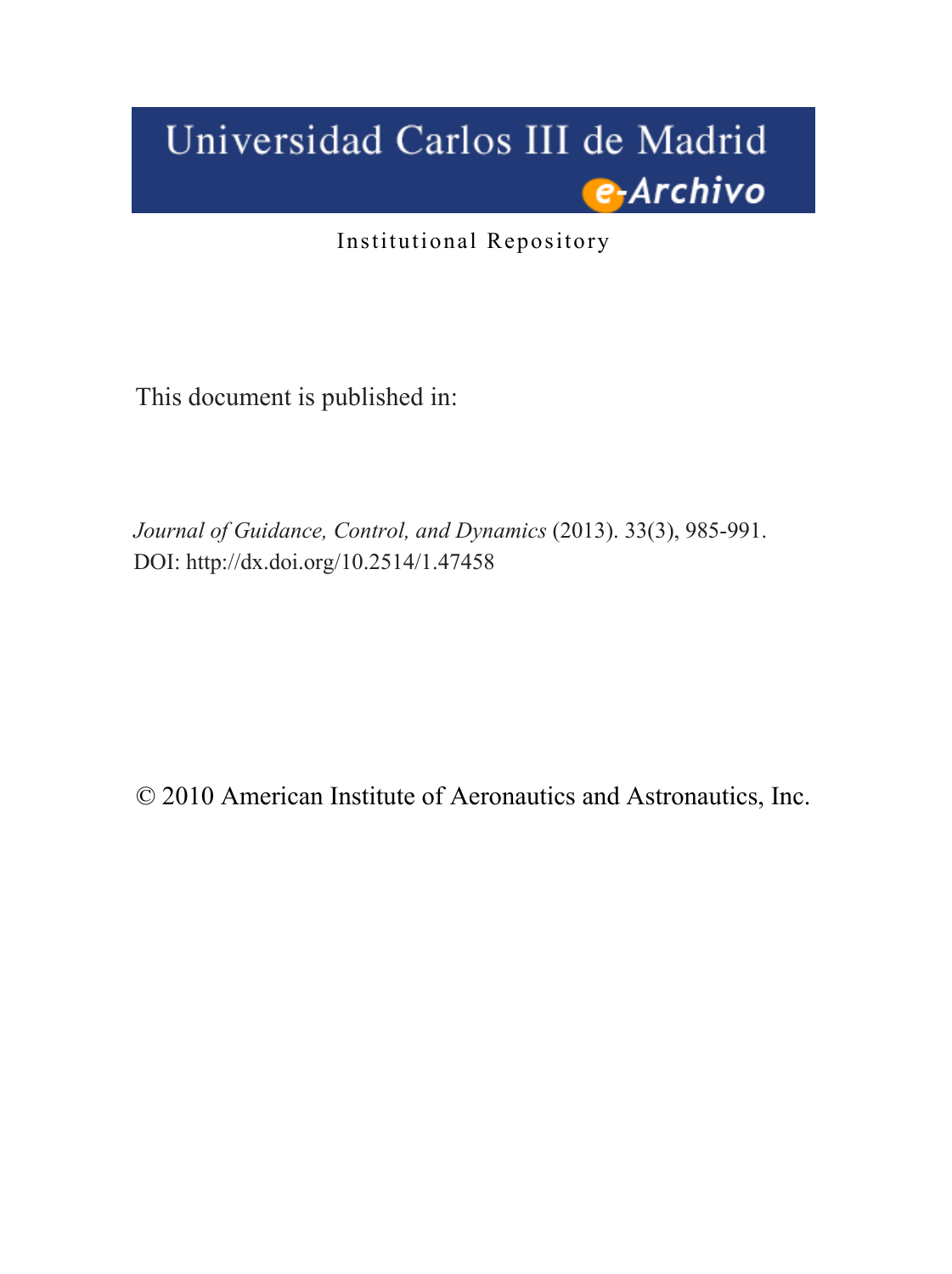Universidad Carlos III de Madrid

e-Archivo

Institutional Repository

This document is published in:

*Journal of Guidance, Control, and Dynamics* (2013). 33(3), 985-991.
DOI: http://dx.doi.org/10.2514/1.47458

© 2010 American Institute of Aeronautics and Astronautics, Inc.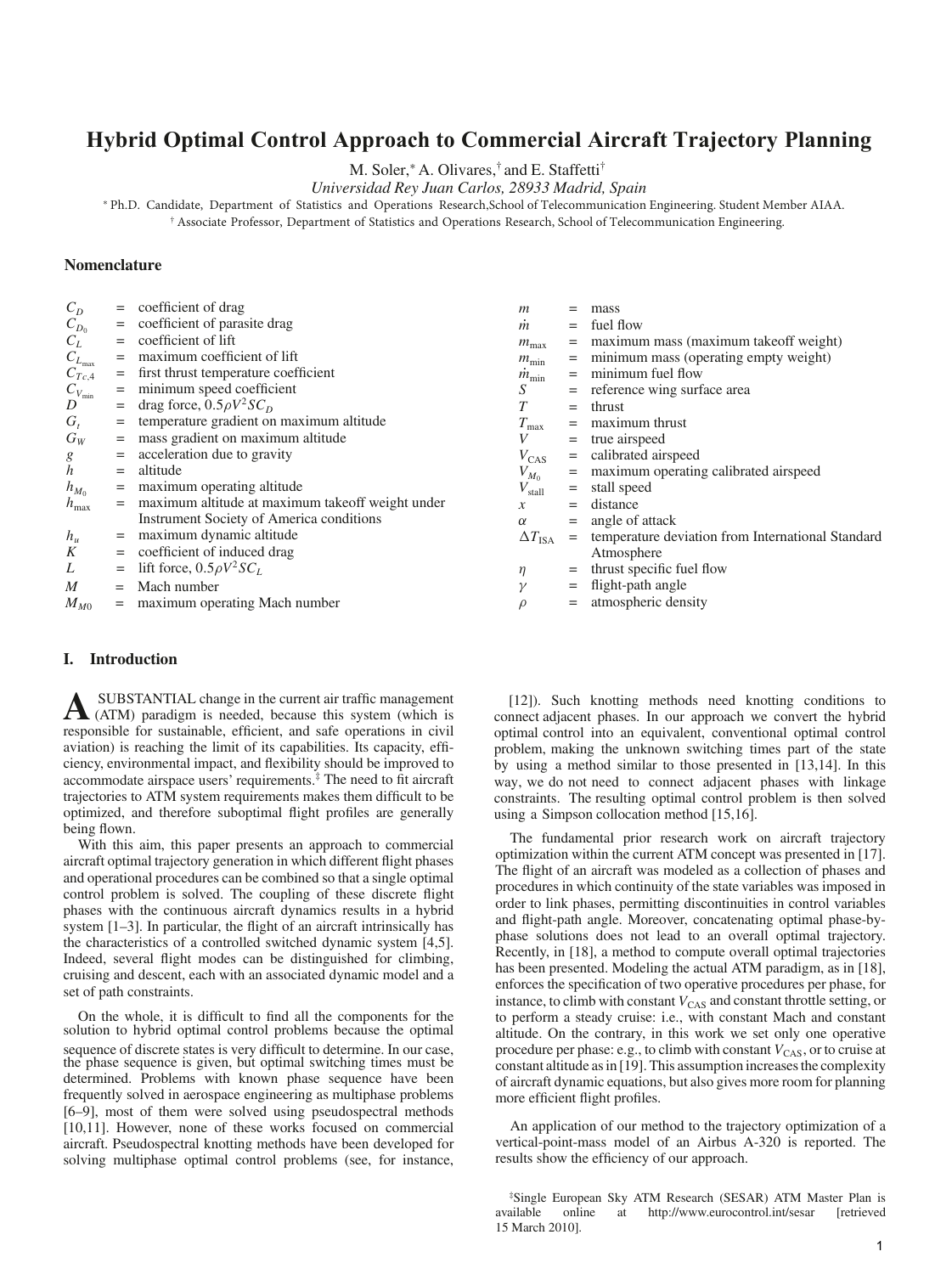# Hybrid Optimal Control Approach to Commercial Aircraft Trajectory Planning

M. Soler,* A. Olivares,† and E. Staffetti†

*Universidad Rey Juan Carlos, 28933 Madrid, Spain*

* Ph.D. Candidate, Department of Statistics and Operations Research,School of Telecommunication Engineering. Student Member AIAA.

† Associate Professor, Department of Statistics and Operations Research, School of Telecommunication Engineering.

## Nomenclature

| | | |
|---|---|---|
| $C_D$ | = | coefficient of drag |
| $C_{D_0}$ | = | coefficient of parasite drag |
| $C_L$ | = | coefficient of lift |
| $C_{L_{\max}}$ | = | maximum coefficient of lift |
| $C_{Tc,4}$ | = | first thrust temperature coefficient |
| $C_{V_{\min}}$ | = | minimum speed coefficient |
| $D$ | = | drag force, $0.5\rho V^2 S C_D$ |
| $G_t$ | = | temperature gradient on maximum altitude |
| $G_W$ | = | mass gradient on maximum altitude |
| $g$ | = | acceleration due to gravity |
| $h$ | = | altitude |
| $h_{M_0}$ | = | maximum operating altitude |
| $h_{\max}$ | = | maximum altitude at maximum takeoff weight under Instrument Society of America conditions |
| $h_u$ | = | maximum dynamic altitude |
| $K$ | = | coefficient of induced drag |
| $L$ | = | lift force, $0.5\rho V^2 S C_L$ |
| $M$ | = | Mach number |
| $M_{M0}$ | = | maximum operating Mach number |
| $m$ | = | mass |
| $\dot{m}$ | = | fuel flow |
| $m_{\max}$ | = | maximum mass (maximum takeoff weight) |
| $m_{\min}$ | = | minimum mass (operating empty weight) |
| $\dot{m}_{\min}$ | = | minimum fuel flow |
| $S$ | = | reference wing surface area |
| $T$ | = | thrust |
| $T_{\max}$ | = | maximum thrust |
| $V$ | = | true airspeed |
| $V_{\text{CAS}}$ | = | calibrated airspeed |
| $V_{M_0}$ | = | maximum operating calibrated airspeed |
| $V_{\text{stall}}$ | = | stall speed |
| $x$ | = | distance |
| $\alpha$ | = | angle of attack |
| $\Delta T_{\text{ISA}}$ | = | temperature deviation from International Standard Atmosphere |
| $\eta$ | = | thrust specific fuel flow |
| $\gamma$ | = | flight-path angle |
| $\rho$ | = | atmospheric density |

## I. Introduction

A SUBSTANTIAL change in the current air traffic management (ATM) paradigm is needed, because this system (which is responsible for sustainable, efficient, and safe operations in civil aviation) is reaching the limit of its capabilities. Its capacity, efficiency, environmental impact, and flexibility should be improved to accommodate airspace users' requirements.[‡] The need to fit aircraft trajectories to ATM system requirements makes them difficult to be optimized, and therefore suboptimal flight profiles are generally being flown.

With this aim, this paper presents an approach to commercial aircraft optimal trajectory generation in which different flight phases and operational procedures can be combined so that a single optimal control problem is solved. The coupling of these discrete flight phases with the continuous aircraft dynamics results in a hybrid system [1–3]. In particular, the flight of an aircraft intrinsically has the characteristics of a controlled switched dynamic system [4,5]. Indeed, several flight modes can be distinguished for climbing, cruising and descent, each with an associated dynamic model and a set of path constraints.

On the whole, it is difficult to find all the components for the solution to hybrid optimal control problems because the optimal sequence of discrete states is very difficult to determine. In our case, the phase sequence is given, but optimal switching times must be determined. Problems with known phase sequence have been frequently solved in aerospace engineering as multiphase problems [6–9], most of them were solved using pseudospectral methods [10,11]. However, none of these works focused on commercial aircraft. Pseudospectral knotting methods have been developed for solving multiphase optimal control problems (see, for instance, [12]). Such knotting methods need knotting conditions to connect adjacent phases. In our approach we convert the hybrid optimal control into an equivalent, conventional optimal control problem, making the unknown switching times part of the state by using a method similar to those presented in [13,14]. In this way, we do not need to connect adjacent phases with linkage constraints. The resulting optimal control problem is then solved using a Simpson collocation method [15,16].

The fundamental prior research work on aircraft trajectory optimization within the current ATM concept was presented in [17]. The flight of an aircraft was modeled as a collection of phases and procedures in which continuity of the state variables was imposed in order to link phases, permitting discontinuities in control variables and flight-path angle. Moreover, concatenating optimal phase-by-phase solutions does not lead to an overall optimal trajectory. Recently, in [18], a method to compute overall optimal trajectories has been presented. Modeling the actual ATM paradigm, as in [18], enforces the specification of two operative procedures per phase, for instance, to climb with constant $V_{\text{CAS}}$ and constant throttle setting, or to perform a steady cruise: i.e., with constant Mach and constant altitude. On the contrary, in this work we set only one operative procedure per phase: e.g., to climb with constant $V_{\text{CAS}}$, or to cruise at constant altitude as in [19]. This assumption increases the complexity of aircraft dynamic equations, but also gives more room for planning more efficient flight profiles.

An application of our method to the trajectory optimization of a vertical-point-mass model of an Airbus A-320 is reported. The results show the efficiency of our approach.

‡Single European Sky ATM Research (SESAR) ATM Master Plan is available online at http://www.eurocontrol.int/sesar [retrieved 15 March 2010].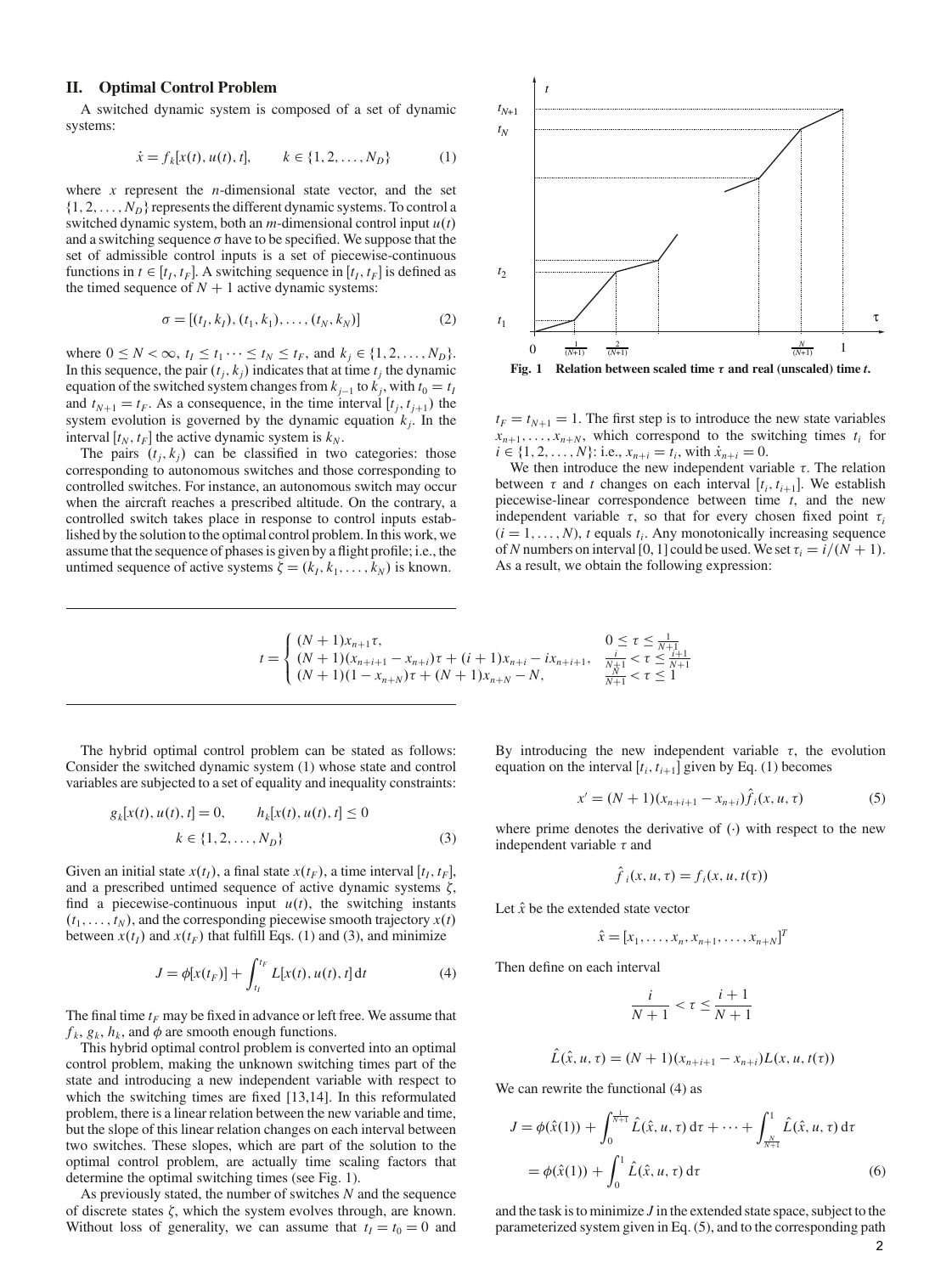## II. Optimal Control Problem

A switched dynamic system is composed of a set of dynamic systems:

$$\dot{x} = f_k[x(t), u(t), t], \qquad k \in \{1, 2, \ldots, N_D\} \tag{1}$$

where $x$ represent the $n$-dimensional state vector, and the set $\{1, 2, \ldots, N_D\}$ represents the different dynamic systems. To control a switched dynamic system, both an $m$-dimensional control input $u(t)$ and a switching sequence $\sigma$ have to be specified. We suppose that the set of admissible control inputs is a set of piecewise-continuous functions in $t \in [t_I, t_F]$. A switching sequence in $[t_I, t_F]$ is defined as the timed sequence of $N + 1$ active dynamic systems:

$$\sigma = [(t_I, k_I), (t_1, k_1), \ldots, (t_N, k_N)] \tag{2}$$

where $0 \le N < \infty$, $t_I \le t_1 \cdots \le t_N \le t_F$, and $k_j \in \{1, 2, \ldots, N_D\}$. In this sequence, the pair $(t_j, k_j)$ indicates that at time $t_j$ the dynamic equation of the switched system changes from $k_{j-1}$ to $k_j$, with $t_0 = t_I$ and $t_{N+1} = t_F$. As a consequence, in the time interval $[t_j, t_{j+1})$ the system evolution is governed by the dynamic equation $k_j$. In the interval $[t_N, t_F]$ the active dynamic system is $k_N$.

The pairs $(t_j, k_j)$ can be classified in two categories: those corresponding to autonomous switches and those corresponding to controlled switches. For instance, an autonomous switch may occur when the aircraft reaches a prescribed altitude. On the contrary, a controlled switch takes place in response to control inputs established by the solution to the optimal control problem. In this work, we assume that the sequence of phases is given by a flight profile; i.e., the untimed sequence of active systems $\zeta = (k_I, k_1, \ldots, k_N)$ is known.

The hybrid optimal control problem can be stated as follows: Consider the switched dynamic system (1) whose state and control variables are subjected to a set of equality and inequality constraints:

$$g_k[x(t), u(t), t] = 0, \qquad h_k[x(t), u(t), t] \le 0$$
$$k \in \{1, 2, \ldots, N_D\} \tag{3}$$

Given an initial state $x(t_I)$, a final state $x(t_F)$, a time interval $[t_I, t_F]$, and a prescribed untimed sequence of active dynamic systems $\zeta$, find a piecewise-continuous input $u(t)$, the switching instants $(t_1, \ldots, t_N)$, and the corresponding piecewise smooth trajectory $x(t)$ between $x(t_I)$ and $x(t_F)$ that fulfill Eqs. (1) and (3), and minimize

$$J = \phi[x(t_F)] + \int_{t_I}^{t_F} L[x(t), u(t), t]\, \mathrm{d}t \tag{4}$$

The final time $t_F$ may be fixed in advance or left free. We assume that $f_k$, $g_k$, $h_k$, and $\phi$ are smooth enough functions.

This hybrid optimal control problem is converted into an optimal control problem, making the unknown switching times part of the state and introducing a new independent variable with respect to which the switching times are fixed [13,14]. In this reformulated problem, there is a linear relation between the new variable and time, but the slope of this linear relation changes on each interval between two switches. These slopes, which are part of the solution to the optimal control problem, are actually time scaling factors that determine the optimal switching times (see Fig. 1).

As previously stated, the number of switches $N$ and the sequence of discrete states $\zeta$, which the system evolves through, are known. Without loss of generality, we can assume that $t_I = t_0 = 0$ and $t_F = t_{N+1} = 1$. The first step is to introduce the new state variables $x_{n+1}, \ldots, x_{n+N}$, which correspond to the switching times $t_i$ for $i \in \{1, 2, \ldots, N\}$: i.e., $x_{n+i} = t_i$, with $\dot{x}_{n+i} = 0$.

**Fig. 1 Relation between scaled time $\tau$ and real (unscaled) time $t$.**

We then introduce the new independent variable $\tau$. The relation between $\tau$ and $t$ changes on each interval $[t_i, t_{i+1}]$. We establish piecewise-linear correspondence between time $t$, and the new independent variable $\tau$, so that for every chosen fixed point $\tau_i$ $(i = 1, \ldots, N)$, $t$ equals $t_i$. Any monotonically increasing sequence of $N$ numbers on interval $[0, 1]$ could be used. We set $\tau_i = i/(N + 1)$. As a result, we obtain the following expression:

$$t = \begin{cases} (N+1)x_{n+1}\tau, & 0 \le \tau \le \frac{1}{N+1} \\ (N+1)(x_{n+i+1} - x_{n+i})\tau + (i+1)x_{n+i} - i x_{n+i+1}, & \frac{i}{N+1} < \tau \le \frac{i+1}{N+1} \\ (N+1)(1 - x_{n+N})\tau + (N+1)x_{n+N} - N, & \frac{N}{N+1} < \tau \le 1 \end{cases}$$

By introducing the new independent variable $\tau$, the evolution equation on the interval $[t_i, t_{i+1}]$ given by Eq. (1) becomes

$$x' = (N+1)(x_{n+i+1} - x_{n+i})\hat{f}_i(x, u, \tau) \tag{5}$$

where prime denotes the derivative of $(\cdot)$ with respect to the new independent variable $\tau$ and

$$\hat{f}_i(x, u, \tau) = f_i(x, u, t(\tau))$$

Let $\hat{x}$ be the extended state vector

$$\hat{x} = [x_1, \ldots, x_n, x_{n+1}, \ldots, x_{n+N}]^T$$

Then define on each interval

$$\frac{i}{N+1} < \tau \le \frac{i+1}{N+1}$$

$$\hat{L}(\hat{x}, u, \tau) = (N+1)(x_{n+i+1} - x_{n+i})L(x, u, t(\tau))$$

We can rewrite the functional (4) as

$$J = \phi(\hat{x}(1)) + \int_0^{\frac{1}{N+1}} \hat{L}(\hat{x}, u, \tau)\, \mathrm{d}\tau + \cdots + \int_{\frac{N}{N+1}}^1 \hat{L}(\hat{x}, u, \tau)\, \mathrm{d}\tau$$
$$= \phi(\hat{x}(1)) + \int_0^1 \hat{L}(\hat{x}, u, \tau)\, \mathrm{d}\tau \tag{6}$$

and the task is to minimize $J$ in the extended state space, subject to the parameterized system given in Eq. (5), and to the corresponding path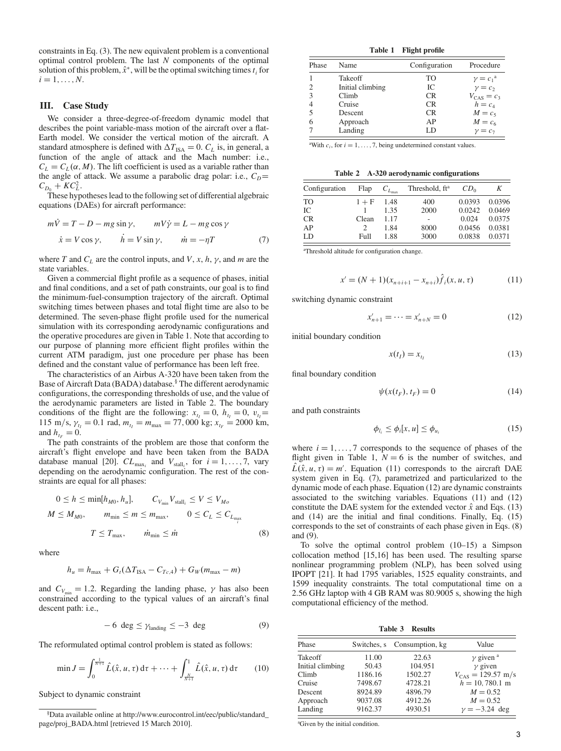constraints in Eq. (3). The new equivalent problem is a conventional optimal control problem. The last $N$ components of the optimal solution of this problem, $\hat{x}^*$, will be the optimal switching times $t_i$ for $i = 1, \ldots, N$.

## III. Case Study

We consider a three-degree-of-freedom dynamic model that describes the point variable-mass motion of the aircraft over a flat-Earth model. We consider the vertical motion of the aircraft. A standard atmosphere is defined with $\Delta T_{\text{ISA}} = 0$. $C_L$ is, in general, a function of the angle of attack and the Mach number: i.e., $C_L = C_L(\alpha, M)$. The lift coefficient is used as a variable rather than the angle of attack. We assume a parabolic drag polar: i.e., $C_D = C_{D_0} + KC_L^2$.

These hypotheses lead to the following set of differential algebraic equations (DAEs) for aircraft performance:

$$m\dot{V} = T - D - mg\sin\gamma, \qquad mV\dot{\gamma} = L - mg\cos\gamma$$
$$\dot{x} = V\cos\gamma, \qquad \dot{h} = V\sin\gamma, \qquad \dot{m} = -\eta T \tag{7}$$

where $T$ and $C_L$ are the control inputs, and $V$, $x$, $h$, $\gamma$, and $m$ are the state variables.

Given a commercial flight profile as a sequence of phases, initial and final conditions, and a set of path constraints, our goal is to find the minimum-fuel-consumption trajectory of the aircraft. Optimal switching times between phases and total flight time are also to be determined. The seven-phase flight profile used for the numerical simulation with its corresponding aerodynamic configurations and the operative procedures are given in Table 1. Note that according to our purpose of planning more efficient flight profiles within the current ATM paradigm, just one procedure per phase has been defined and the constant value of performance has been left free.

The characteristics of an Airbus A-320 have been taken from the Base of Aircraft Data (BADA) database.[§] The different aerodynamic configurations, the corresponding thresholds of use, and the value of the aerodynamic parameters are listed in Table 2. The boundary conditions of the flight are the following: $x_{t_I} = 0$, $h_{t_I} = 0$, $v_{t_I} = 115$ m/s, $\gamma_{t_I} = 0.1$ rad, $m_{t_I} = m_{\max} = 77,000$ kg; $x_{t_F} = 2000$ km, and $h_{t_F} = 0$.

The path constraints of the problem are those that conform the aircraft's flight envelope and have been taken from the BADA database manual [20]. $CL_{\max_i}$ and $V_{\text{stall}_i}$, for $i = 1, \ldots, 7$, vary depending on the aerodynamic configuration. The rest of the constraints are equal for all phases:

$$0 \le h \le \min[h_{M0}, h_u], \qquad C_{V_{\min}} V_{\text{stall}_i} \le V \le V_{Mo}$$
$$M \le M_{M0}, \qquad m_{\min} \le m \le m_{\max}, \qquad 0 \le C_L \le C_{L_{\max_i}}$$
$$T \le T_{\max}, \qquad \dot{m}_{\min} \le \dot{m} \tag{8}$$

where

$$h_u = h_{\max} + G_t(\Delta T_{\text{ISA}} - C_{Tc,4}) + G_W(m_{\max} - m)$$

and $C_{V_{\min}} = 1.2$. Regarding the landing phase, $\gamma$ has also been constrained according to the typical values of an aircraft's final descent path: i.e.,

$$-6 \text{ deg} \le \gamma_{\text{landing}} \le -3 \text{ deg} \tag{9}$$

The reformulated optimal control problem is stated as follows:

$$\min J = \int_0^{\frac{1}{N+1}} \hat{L}(\hat{x}, u, \tau)\,d\tau + \cdots + \int_{\frac{N}{N+1}}^1 \hat{L}(\hat{x}, u, \tau)\,d\tau \tag{10}$$

Subject to dynamic constraint

$$x' = (N+1)(x_{n+i+1} - x_{n+i})\hat{f}_i(x, u, \tau) \tag{11}$$

switching dynamic constraint

$$x'_{n+1} = \cdots = x'_{n+N} = 0 \tag{12}$$

initial boundary condition

$$x(t_I) = x_{t_I} \tag{13}$$

final boundary condition

$$\psi(x(t_F), t_F) = 0 \tag{14}$$

and path constraints

$$\phi_{l_i} \le \phi_i[x, u] \le \phi_{u_i} \tag{15}$$

where $i = 1, \ldots, 7$ corresponds to the sequence of phases of the flight given in Table 1, $N = 6$ is the number of switches, and $\hat{L}(\hat{x}, u, \tau) = m'$. Equation (11) corresponds to the aircraft DAE system given in Eq. (7), parametrized and particularized to the dynamic mode of each phase. Equation (12) are dynamic constraints associated to the switching variables. Equations (11) and (12) constitute the DAE system for the extended vector $\hat{x}$ and Eqs. (13) and (14) are the initial and final conditions. Finally, Eq. (15) corresponds to the set of constraints of each phase given in Eqs. (8) and (9).

To solve the optimal control problem (10–15) a Simpson collocation method [15,16] has been used. The resulting sparse nonlinear programming problem (NLP), has been solved using IPOPT [21]. It had 1795 variables, 1525 equality constraints, and 1599 inequality constraints. The total computational time on a 2.56 GHz laptop with 4 GB RAM was 80.9005 s, showing the high computational efficiency of the method.

**Table 1 Flight profile**

| Phase | Name | Configuration | Procedure |
|---|---|---|---|
| 1 | Takeoff | TO | $\gamma = c_1$[a] |
| 2 | Initial climbing | IC | $\gamma = c_2$ |
| 3 | Climb | CR | $V_{\text{CAS}} = c_3$ |
| 4 | Cruise | CR | $h = c_4$ |
| 5 | Descent | CR | $M = c_5$ |
| 6 | Approach | AP | $M = c_6$ |
| 7 | Landing | LD | $\gamma = c_7$ |

[a]With $c_i$, for $i = 1, \ldots, 7$, being undetermined constant values.

**Table 2 A-320 aerodynamic configurations**

| Configuration | Flap | $C_{L_{\max}}$ | Threshold, ft[a] | $CD_0$ | $K$ |
|---|---|---|---|---|---|
| TO | 1 + F | 1.48 | 400 | 0.0393 | 0.0396 |
| IC | 1 | 1.35 | 2000 | 0.0242 | 0.0469 |
| CR | Clean | 1.17 | - | 0.024 | 0.0375 |
| AP | 2 | 1.84 | 8000 | 0.0456 | 0.0381 |
| LD | Full | 1.88 | 3000 | 0.0838 | 0.0371 |

[a]Threshold altitude for configuration change.

**Table 3 Results**

| Phase | Switches, s | Consumption, kg | Value |
|---|---|---|---|
| Takeoff | 11.00 | 22.63 | $\gamma$ given [a] |
| Initial climbing | 50.43 | 104.951 | $\gamma$ given |
| Climb | 1186.16 | 1502.27 | $V_{\text{CAS}} = 129.57$ m/s |
| Cruise | 7498.67 | 4728.21 | $h = 10,780.1$ m |
| Descent | 8924.89 | 4896.79 | $M = 0.52$ |
| Approach | 9037.08 | 4912.26 | $M = 0.52$ |
| Landing | 9162.37 | 4930.51 | $\gamma = -3.24$ deg |

[a]Given by the initial condition.

[§]Data available online at http://www.eurocontrol.int/eec/public/standard_page/proj_BADA.html [retrieved 15 March 2010].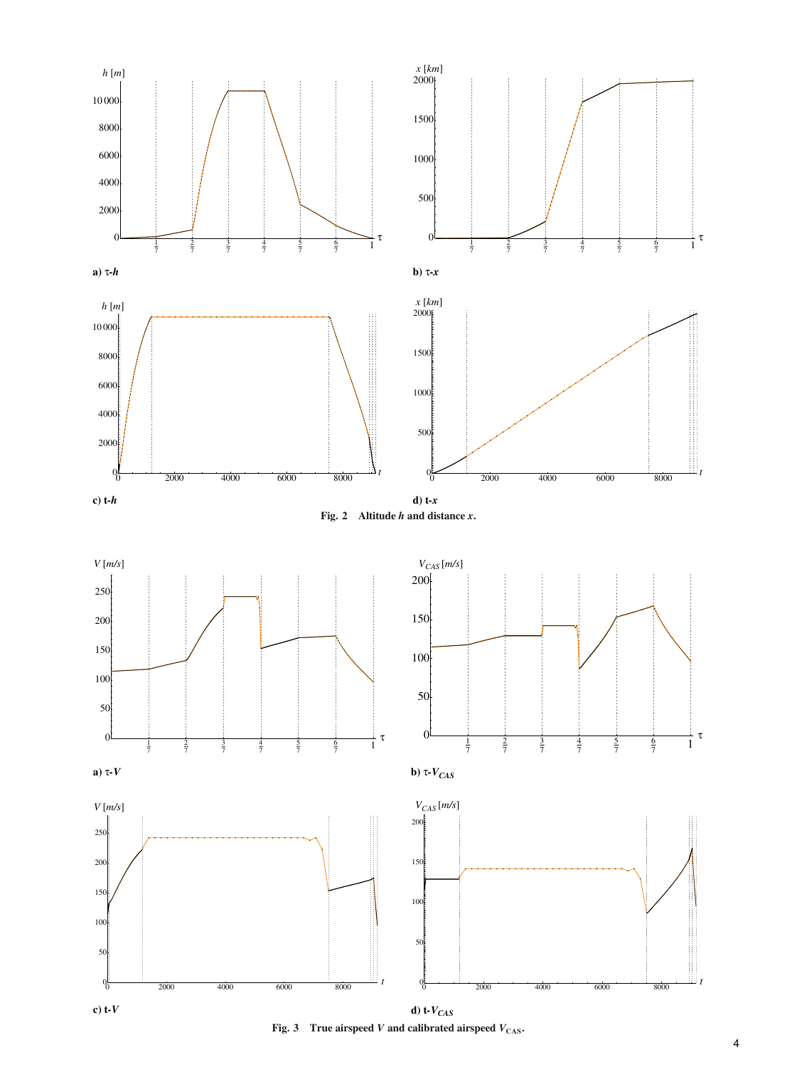a) τ-$h$

b) τ-$x$

c) t-$h$

d) t-$x$

**Fig. 2 Altitude $h$ and distance $x$.**

a) τ-$V$

b) τ-$V_{CAS}$

c) t-$V$

d) t-$V_{CAS}$

**Fig. 3 True airspeed $V$ and calibrated airspeed $V_{\mathrm{CAS}}$.**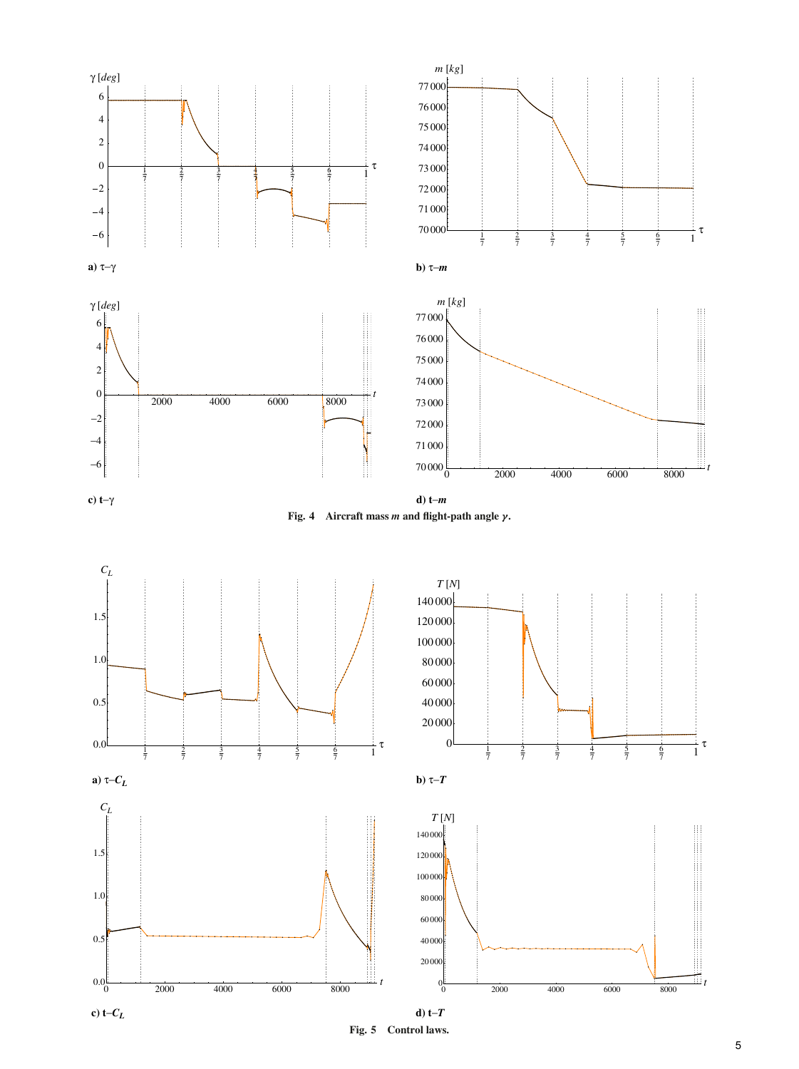a) τ–γ

b) τ–$m$

c) t–γ

d) t–$m$

**Fig. 4 Aircraft mass $m$ and flight-path angle $\gamma$.**

a) τ–$C_L$

b) τ–$T$

c) t–$C_L$

d) t–$T$

**Fig. 5 Control laws.**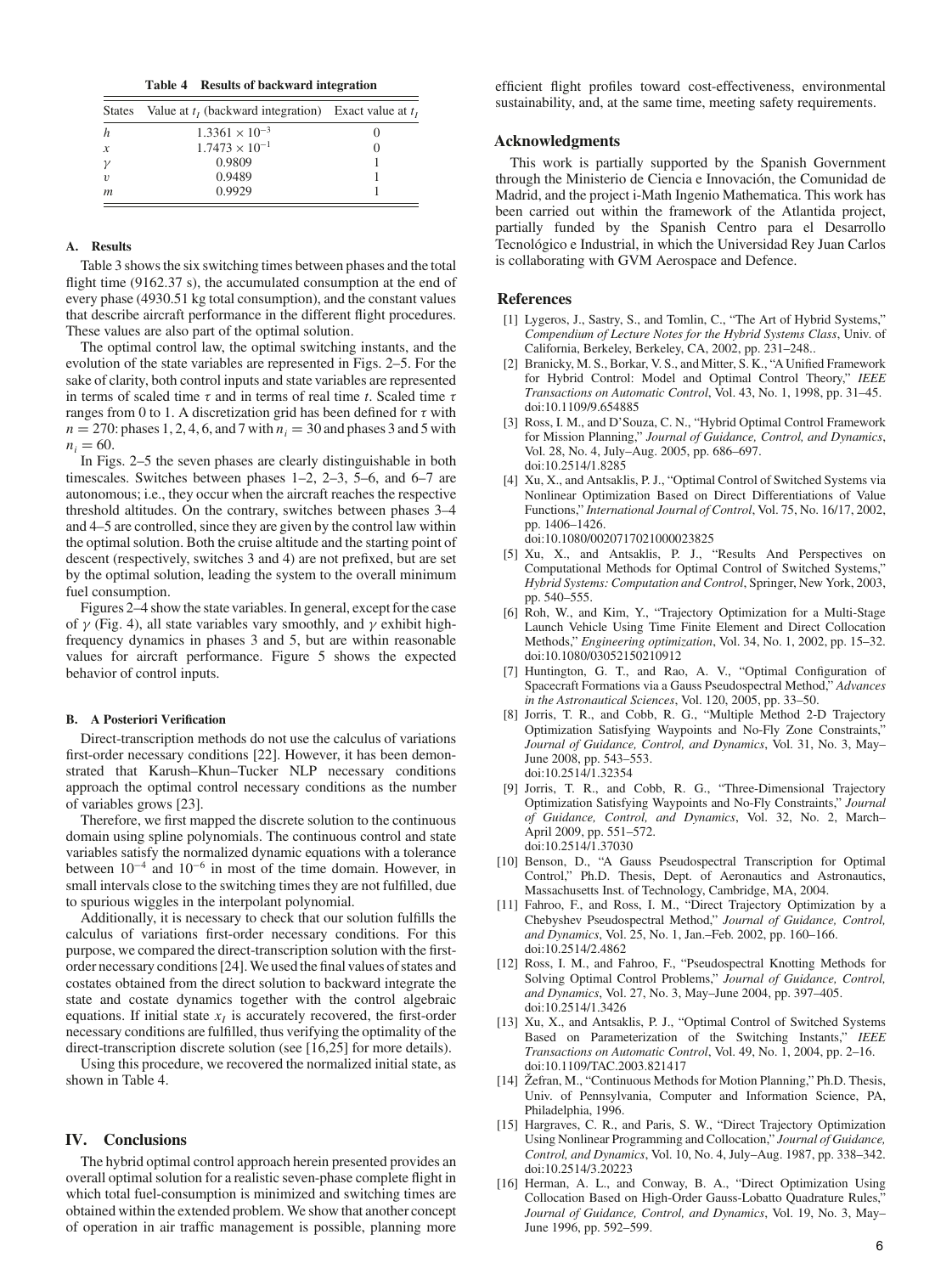**Table 4 Results of backward integration**

| States | Value at $t_I$ (backward integration) | Exact value at $t_I$ |
|---|---|---|
| $h$ | $1.3361 \times 10^{-3}$ | 0 |
| $x$ | $1.7473 \times 10^{-1}$ | 0 |
| $\gamma$ | 0.9809 | 1 |
| $v$ | 0.9489 | 1 |
| $m$ | 0.9929 | 1 |

### A. Results

Table 3 shows the six switching times between phases and the total flight time (9162.37 s), the accumulated consumption at the end of every phase (4930.51 kg total consumption), and the constant values that describe aircraft performance in the different flight procedures. These values are also part of the optimal solution.

The optimal control law, the optimal switching instants, and the evolution of the state variables are represented in Figs. 2–5. For the sake of clarity, both control inputs and state variables are represented in terms of scaled time $\tau$ and in terms of real time $t$. Scaled time $\tau$ ranges from 0 to 1. A discretization grid has been defined for $\tau$ with $n = 270$: phases 1, 2, 4, 6, and 7 with $n_i = 30$ and phases 3 and 5 with $n_i = 60$.

In Figs. 2–5 the seven phases are clearly distinguishable in both timescales. Switches between phases 1–2, 2–3, 5–6, and 6–7 are autonomous; i.e., they occur when the aircraft reaches the respective threshold altitudes. On the contrary, switches between phases 3–4 and 4–5 are controlled, since they are given by the control law within the optimal solution. Both the cruise altitude and the starting point of descent (respectively, switches 3 and 4) are not prefixed, but are set by the optimal solution, leading the system to the overall minimum fuel consumption.

Figures 2–4 show the state variables. In general, except for the case of $\gamma$ (Fig. 4), all state variables vary smoothly, and $\gamma$ exhibit high-frequency dynamics in phases 3 and 5, but are within reasonable values for aircraft performance. Figure 5 shows the expected behavior of control inputs.

### B. A Posteriori Verification

Direct-transcription methods do not use the calculus of variations first-order necessary conditions [22]. However, it has been demonstrated that Karush–Khun–Tucker NLP necessary conditions approach the optimal control necessary conditions as the number of variables grows [23].

Therefore, we first mapped the discrete solution to the continuous domain using spline polynomials. The continuous control and state variables satisfy the normalized dynamic equations with a tolerance between $10^{-4}$ and $10^{-6}$ in most of the time domain. However, in small intervals close to the switching times they are not fulfilled, due to spurious wiggles in the interpolant polynomial.

Additionally, it is necessary to check that our solution fulfills the calculus of variations first-order necessary conditions. For this purpose, we compared the direct-transcription solution with the first-order necessary conditions [24]. We used the final values of states and costates obtained from the direct solution to backward integrate the state and costate dynamics together with the control algebraic equations. If initial state $x_I$ is accurately recovered, the first-order necessary conditions are fulfilled, thus verifying the optimality of the direct-transcription discrete solution (see [16,25] for more details).

Using this procedure, we recovered the normalized initial state, as shown in Table 4.

## IV. Conclusions

The hybrid optimal control approach herein presented provides an overall optimal solution for a realistic seven-phase complete flight in which total fuel-consumption is minimized and switching times are obtained within the extended problem. We show that another concept of operation in air traffic management is possible, planning more efficient flight profiles toward cost-effectiveness, environmental sustainability, and, at the same time, meeting safety requirements.

## Acknowledgments

This work is partially supported by the Spanish Government through the Ministerio de Ciencia e Innovación, the Comunidad de Madrid, and the project i-Math Ingenio Mathematica. This work has been carried out within the framework of the Atlantida project, partially funded by the Spanish Centro para el Desarrollo Tecnológico e Industrial, in which the Universidad Rey Juan Carlos is collaborating with GVM Aerospace and Defence.

## References

[1] Lygeros, J., Sastry, S., and Tomlin, C., "The Art of Hybrid Systems," *Compendium of Lecture Notes for the Hybrid Systems Class*, Univ. of California, Berkeley, Berkeley, CA, 2002, pp. 231–248..

[2] Branicky, M. S., Borkar, V. S., and Mitter, S. K., "A Unified Framework for Hybrid Control: Model and Optimal Control Theory," *IEEE Transactions on Automatic Control*, Vol. 43, No. 1, 1998, pp. 31–45. doi:10.1109/9.654885

[3] Ross, I. M., and D'Souza, C. N., "Hybrid Optimal Control Framework for Mission Planning," *Journal of Guidance, Control, and Dynamics*, Vol. 28, No. 4, July–Aug. 2005, pp. 686–697. doi:10.2514/1.8285

[4] Xu, X., and Antsaklis, P. J., "Optimal Control of Switched Systems via Nonlinear Optimization Based on Direct Differentiations of Value Functions," *International Journal of Control*, Vol. 75, No. 16/17, 2002, pp. 1406–1426. doi:10.1080/0020717021000023825

[5] Xu, X., and Antsaklis, P. J., "Results And Perspectives on Computational Methods for Optimal Control of Switched Systems," *Hybrid Systems: Computation and Control*, Springer, New York, 2003, pp. 540–555.

[6] Roh, W., and Kim, Y., "Trajectory Optimization for a Multi-Stage Launch Vehicle Using Time Finite Element and Direct Collocation Methods," *Engineering optimization*, Vol. 34, No. 1, 2002, pp. 15–32. doi:10.1080/03052150210912

[7] Huntington, G. T., and Rao, A. V., "Optimal Configuration of Spacecraft Formations via a Gauss Pseudospectral Method," *Advances in the Astronautical Sciences*, Vol. 120, 2005, pp. 33–50.

[8] Jorris, T. R., and Cobb, R. G., "Multiple Method 2-D Trajectory Optimization Satisfying Waypoints and No-Fly Zone Constraints," *Journal of Guidance, Control, and Dynamics*, Vol. 31, No. 3, May–June 2008, pp. 543–553. doi:10.2514/1.32354

[9] Jorris, T. R., and Cobb, R. G., "Three-Dimensional Trajectory Optimization Satisfying Waypoints and No-Fly Constraints," *Journal of Guidance, Control, and Dynamics*, Vol. 32, No. 2, March–April 2009, pp. 551–572. doi:10.2514/1.37030

[10] Benson, D., "A Gauss Pseudospectral Transcription for Optimal Control," Ph.D. Thesis, Dept. of Aeronautics and Astronautics, Massachusetts Inst. of Technology, Cambridge, MA, 2004.

[11] Fahroo, F., and Ross, I. M., "Direct Trajectory Optimization by a Chebyshev Pseudospectral Method," *Journal of Guidance, Control, and Dynamics*, Vol. 25, No. 1, Jan.–Feb. 2002, pp. 160–166. doi:10.2514/2.4862

[12] Ross, I. M., and Fahroo, F., "Pseudospectral Knotting Methods for Solving Optimal Control Problems," *Journal of Guidance, Control, and Dynamics*, Vol. 27, No. 3, May–June 2004, pp. 397–405. doi:10.2514/1.3426

[13] Xu, X., and Antsaklis, P. J., "Optimal Control of Switched Systems Based on Parameterization of the Switching Instants," *IEEE Transactions on Automatic Control*, Vol. 49, No. 1, 2004, pp. 2–16. doi:10.1109/TAC.2003.821417

[14] Žefran, M., "Continuous Methods for Motion Planning," Ph.D. Thesis, Univ. of Pennsylvania, Computer and Information Science, PA, Philadelphia, 1996.

[15] Hargraves, C. R., and Paris, S. W., "Direct Trajectory Optimization Using Nonlinear Programming and Collocation," *Journal of Guidance, Control, and Dynamics*, Vol. 10, No. 4, July–Aug. 1987, pp. 338–342. doi:10.2514/3.20223

[16] Herman, A. L., and Conway, B. A., "Direct Optimization Using Collocation Based on High-Order Gauss-Lobatto Quadrature Rules," *Journal of Guidance, Control, and Dynamics*, Vol. 19, No. 3, May–June 1996, pp. 592–599.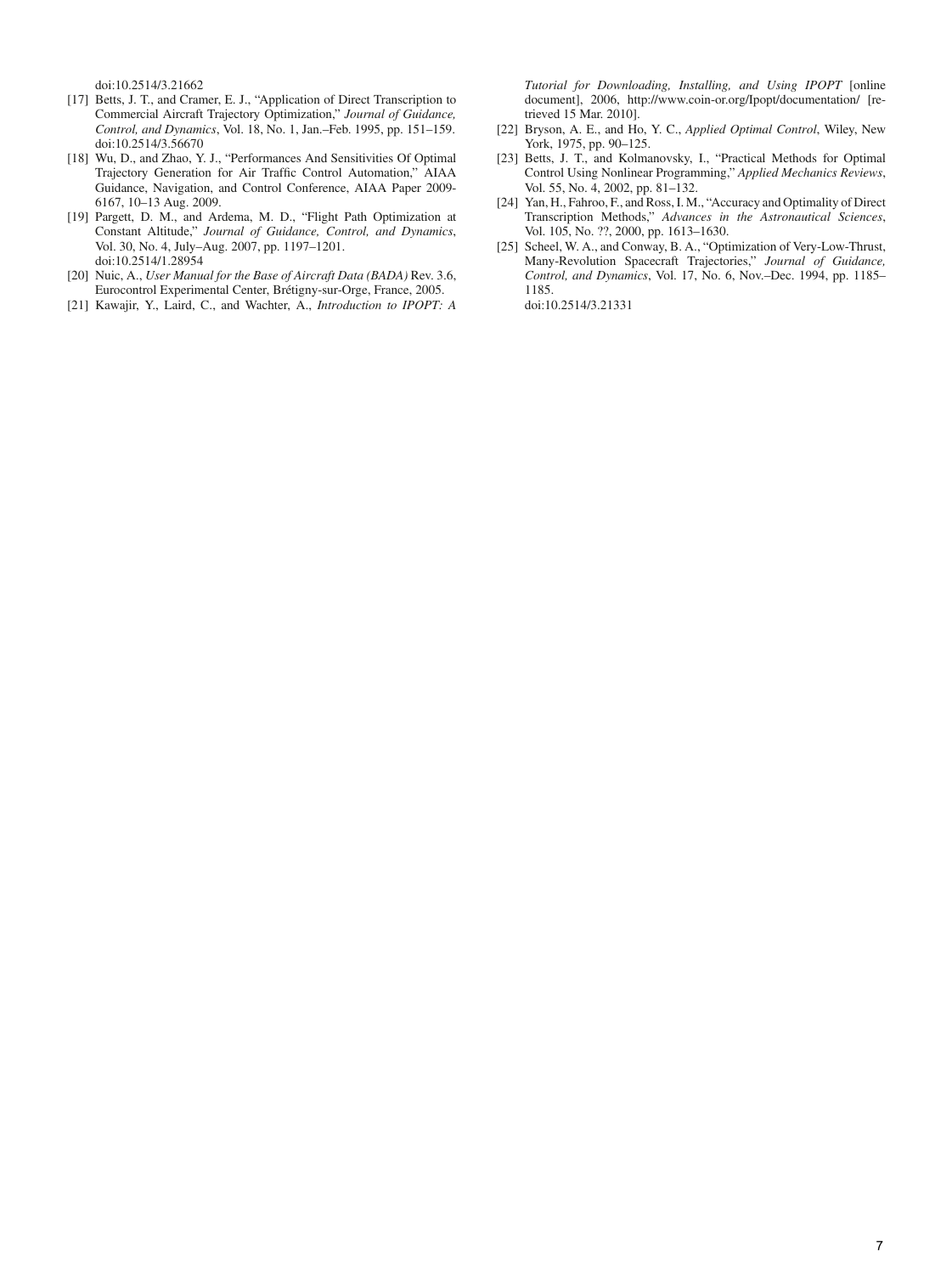doi:10.2514/3.21662

[17] Betts, J. T., and Cramer, E. J., "Application of Direct Transcription to Commercial Aircraft Trajectory Optimization," *Journal of Guidance, Control, and Dynamics*, Vol. 18, No. 1, Jan.–Feb. 1995, pp. 151–159. doi:10.2514/3.56670

[18] Wu, D., and Zhao, Y. J., "Performances And Sensitivities Of Optimal Trajectory Generation for Air Traffic Control Automation," AIAA Guidance, Navigation, and Control Conference, AIAA Paper 2009-6167, 10–13 Aug. 2009.

[19] Pargett, D. M., and Ardema, M. D., "Flight Path Optimization at Constant Altitude," *Journal of Guidance, Control, and Dynamics*, Vol. 30, No. 4, July–Aug. 2007, pp. 1197–1201. doi:10.2514/1.28954

[20] Nuic, A., *User Manual for the Base of Aircraft Data (BADA)* Rev. 3.6, Eurocontrol Experimental Center, Brétigny-sur-Orge, France, 2005.

[21] Kawajir, Y., Laird, C., and Wachter, A., *Introduction to IPOPT: A Tutorial for Downloading, Installing, and Using IPOPT* [online document], 2006, http://www.coin-or.org/Ipopt/documentation/ [retrieved 15 Mar. 2010].

[22] Bryson, A. E., and Ho, Y. C., *Applied Optimal Control*, Wiley, New York, 1975, pp. 90–125.

[23] Betts, J. T., and Kolmanovsky, I., "Practical Methods for Optimal Control Using Nonlinear Programming," *Applied Mechanics Reviews*, Vol. 55, No. 4, 2002, pp. 81–132.

[24] Yan, H., Fahroo, F., and Ross, I. M., "Accuracy and Optimality of Direct Transcription Methods," *Advances in the Astronautical Sciences*, Vol. 105, No. ??, 2000, pp. 1613–1630.

[25] Scheel, W. A., and Conway, B. A., "Optimization of Very-Low-Thrust, Many-Revolution Spacecraft Trajectories," *Journal of Guidance, Control, and Dynamics*, Vol. 17, No. 6, Nov.–Dec. 1994, pp. 1185–1185. doi:10.2514/3.21331